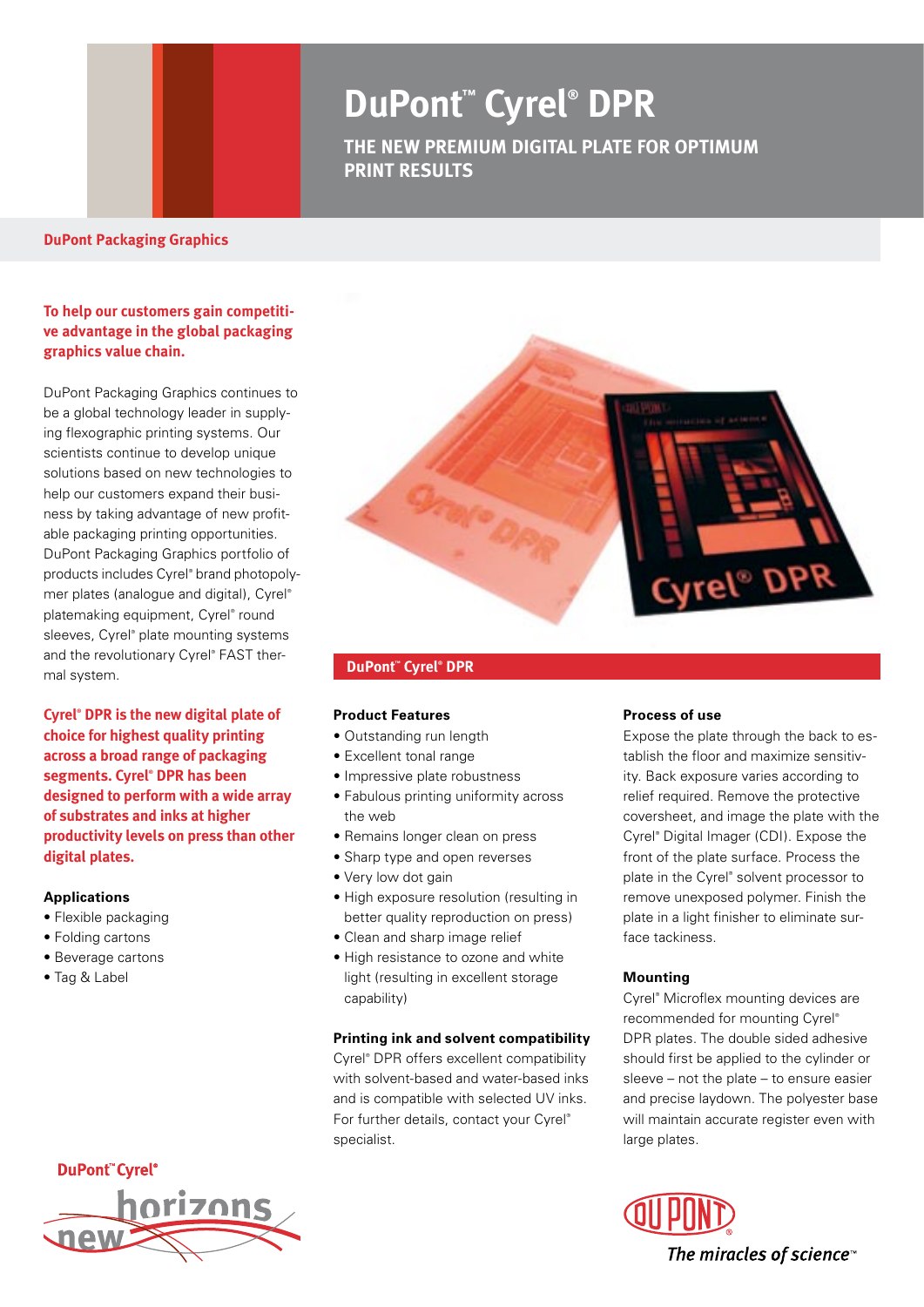# DuPont™ Cyrel® DPR

## THE NEW PREMIUM DIGITAL PLATE FOR OPTIMUM PRINT RESULTS

**DuPont Packaging Graphics**

**To help our customers gain competitive advantage in the global packaging graphics value chain.**

DuPont Packaging Graphics continues to be a global technology leader in supplying flexographic printing systems. Our scientists continue to develop unique solutions based on new technologies to help our customers expand their business by taking advantage of new profitable packaging printing opportunities. DuPont Packaging Graphics portfolio of products includes Cyrel® brand photopolymer plates (analogue and digital), Cyrel® platemaking equipment, Cyrel® round sleeves, Cyrel® plate mounting systems and the revolutionary Cyrel® FAST thermal system.

**Cyrel® DPR is the new digital plate of choice for highest quality printing across a broad range of packaging segments. Cyrel® DPR has been designed to perform with a wide array of substrates and inks at higher productivity levels on press than other digital plates.**

### Applications

- Flexible packaging
- Folding cartons
- Beverage cartons
- Tag & Label

## DuPont™ Cyrel® DPR

### Product Features

- Outstanding run length
- Excellent tonal range
- Impressive plate robustness
- Fabulous printing uniformity across the web
- Remains longer clean on press
- Sharp type and open reverses
- Very low dot gain
- High exposure resolution (resulting in better quality reproduction on press)
- Clean and sharp image relief
- High resistance to ozone and white light (resulting in excellent storage capability)

### Printing ink and solvent compatibility

Cyrel® DPR offers excellent compatibility with solvent-based and water-based inks and is compatible with selected UV inks. For further details, contact your Cyrel® specialist.

### Process of use

Expose the plate through the back to establish the floor and maximize sensitivity. Back exposure varies according to relief required. Remove the protective coversheet, and image the plate with the Cyrel® Digital Imager (CDI). Expose the front of the plate surface. Process the plate in the Cyrel® solvent processor to remove unexposed polymer. Finish the plate in a light finisher to eliminate surface tackiness.

### Mounting

Cyrel® Microflex mounting devices are recommended for mounting Cyrel® DPR plates. The double sided adhesive should first be applied to the cylinder or sleeve – not the plate – to ensure easier and precise laydown. The polyester base will maintain accurate register even with large plates.

DuPont™ Cyrel® new horizons

DuPont® The miracles of science™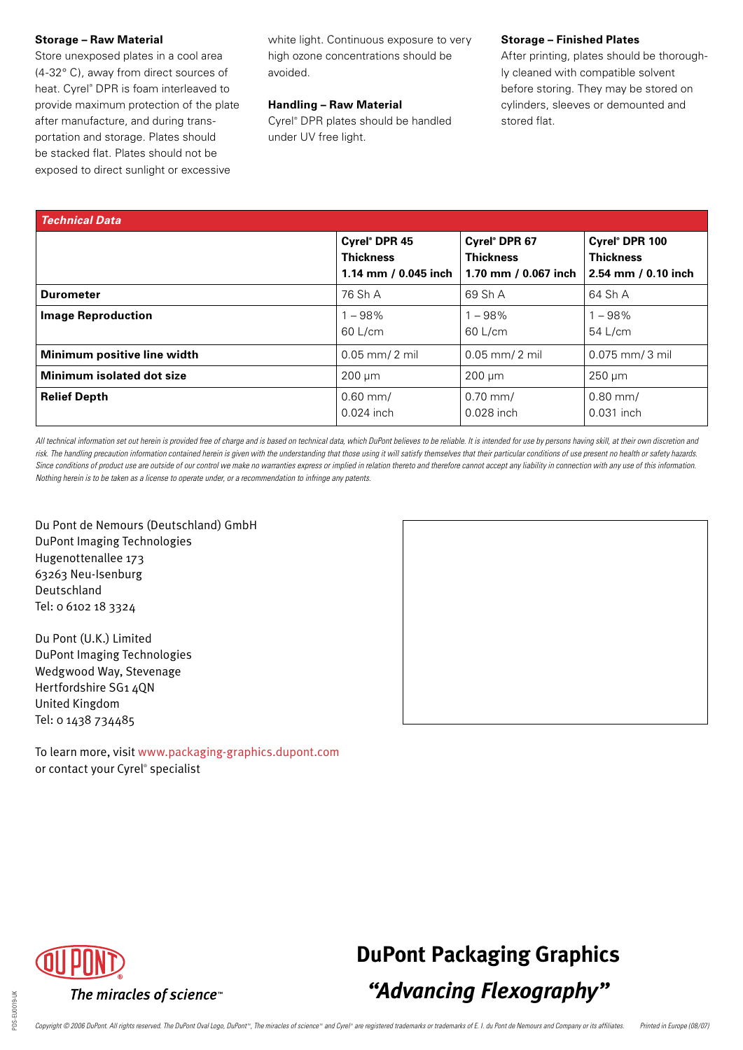### Storage – Raw Material

Store unexposed plates in a cool area (4-32° C), away from direct sources of heat. Cyrel® DPR is foam interleaved to provide maximum protection of the plate after manufacture, and during transportation and storage. Plates should be stacked flat. Plates should not be exposed to direct sunlight or excessive white light. Continuous exposure to very high ozone concentrations should be avoided.

### Handling – Raw Material

Cyrel® DPR plates should be handled under UV free light.

### Storage – Finished Plates

After printing, plates should be thoroughly cleaned with compatible solvent before storing. They may be stored on cylinders, sleeves or demounted and stored flat.

***Technical Data***

| | Cyrel® DPR 45 Thickness 1.14 mm / 0.045 inch | Cyrel® DPR 67 Thickness 1.70 mm / 0.067 inch | Cyrel® DPR 100 Thickness 2.54 mm / 0.10 inch |
|---|---|---|---|
| **Durometer** | 76 Sh A | 69 Sh A | 64 Sh A |
| **Image Reproduction** | 1 – 98% 60 L/cm | 1 – 98% 60 L/cm | 1 – 98% 54 L/cm |
| **Minimum positive line width** | 0.05 mm/ 2 mil | 0.05 mm/ 2 mil | 0.075 mm/ 3 mil |
| **Minimum isolated dot size** | 200 µm | 200 µm | 250 µm |
| **Relief Depth** | 0.60 mm/ 0.024 inch | 0.70 mm/ 0.028 inch | 0.80 mm/ 0.031 inch |

*All technical information set out herein is provided free of charge and is based on technical data, which DuPont believes to be reliable. It is intended for use by persons having skill, at their own discretion and risk. The handling precaution information contained herein is given with the understanding that those using it will satisfy themselves that their particular conditions of use present no health or safety hazards. Since conditions of product use are outside of our control we make no warranties express or implied in relation thereto and therefore cannot accept any liability in connection with any use of this information. Nothing herein is to be taken as a license to operate under, or a recommendation to infringe any patents.*

Du Pont de Nemours (Deutschland) GmbH
DuPont Imaging Technologies
Hugenottenallee 173
63263 Neu-Isenburg
Deutschland
Tel: 0 6102 18 3324

Du Pont (U.K.) Limited
DuPont Imaging Technologies
Wedgwood Way, Stevenage
Hertfordshire SG1 4QN
United Kingdom
Tel: 0 1438 734485

To learn more, visit www.packaging-graphics.dupont.com
or contact your Cyrel® specialist

DUPONT®
*The miracles of science*™

## DuPont Packaging Graphics
## *"Advancing Flexography"*

PDS-EU0019-UK

*Copyright © 2006 DuPont. All rights reserved. The DuPont Oval Logo, DuPont™, The miracles of science™ and Cyrel® are registered trademarks or trademarks of E. I. du Pont de Nemours and Company or its affiliates.* *Printed in Europe (08/07)*